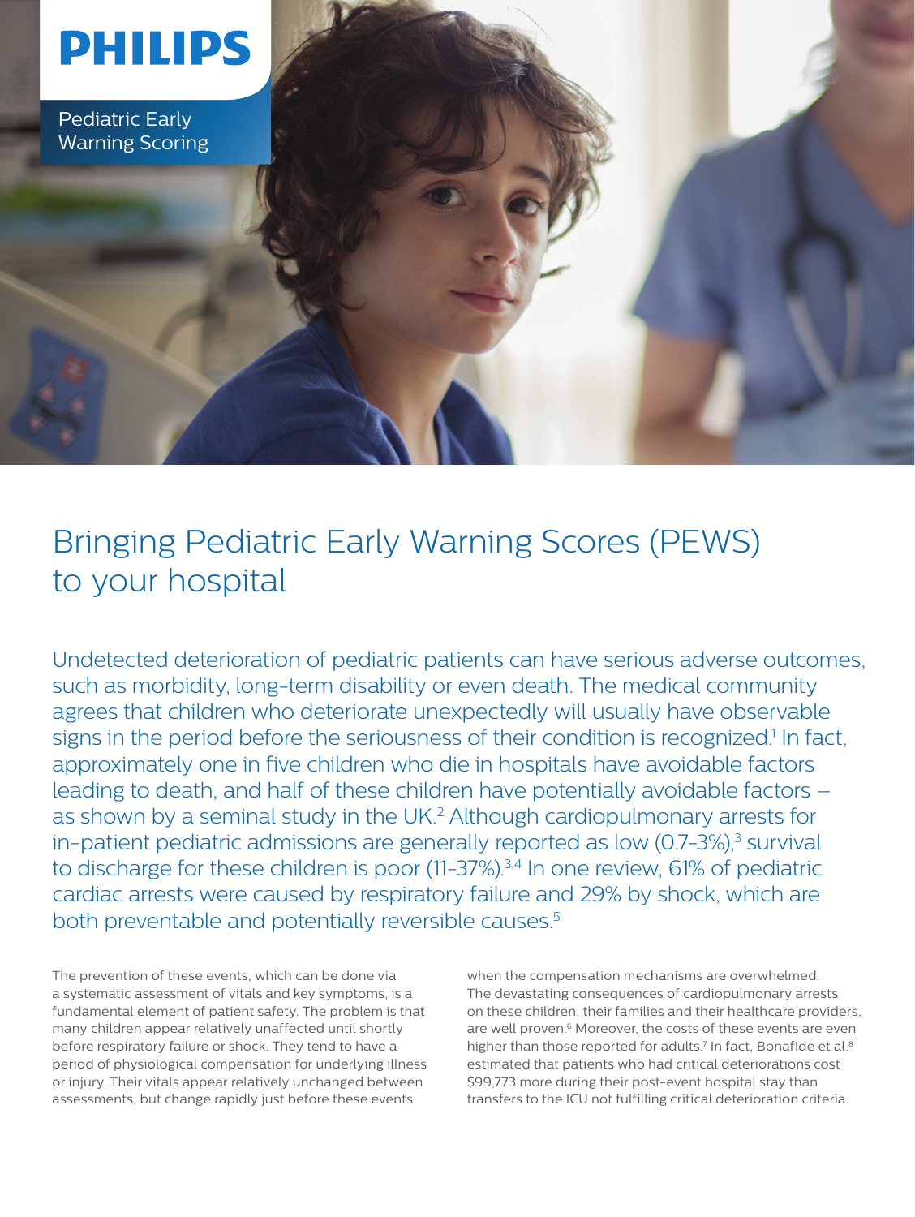PHILIPS

Pediatric Early Warning Scoring

# Bringing Pediatric Early Warning Scores (PEWS) to your hospital

Undetected deterioration of pediatric patients can have serious adverse outcomes, such as morbidity, long-term disability or even death. The medical community agrees that children who deteriorate unexpectedly will usually have observable signs in the period before the seriousness of their condition is recognized.[1] In fact, approximately one in five children who die in hospitals have avoidable factors leading to death, and half of these children have potentially avoidable factors – as shown by a seminal study in the UK.[2] Although cardiopulmonary arrests for in-patient pediatric admissions are generally reported as low (0.7-3%),[3] survival to discharge for these children is poor (11-37%).[3,4] In one review, 61% of pediatric cardiac arrests were caused by respiratory failure and 29% by shock, which are both preventable and potentially reversible causes.[5]

The prevention of these events, which can be done via a systematic assessment of vitals and key symptoms, is a fundamental element of patient safety. The problem is that many children appear relatively unaffected until shortly before respiratory failure or shock. They tend to have a period of physiological compensation for underlying illness or injury. Their vitals appear relatively unchanged between assessments, but change rapidly just before these events when the compensation mechanisms are overwhelmed. The devastating consequences of cardiopulmonary arrests on these children, their families and their healthcare providers, are well proven.[6] Moreover, the costs of these events are even higher than those reported for adults.[7] In fact, Bonafide et al.[8] estimated that patients who had critical deteriorations cost $99,773 more during their post-event hospital stay than transfers to the ICU not fulfilling critical deterioration criteria.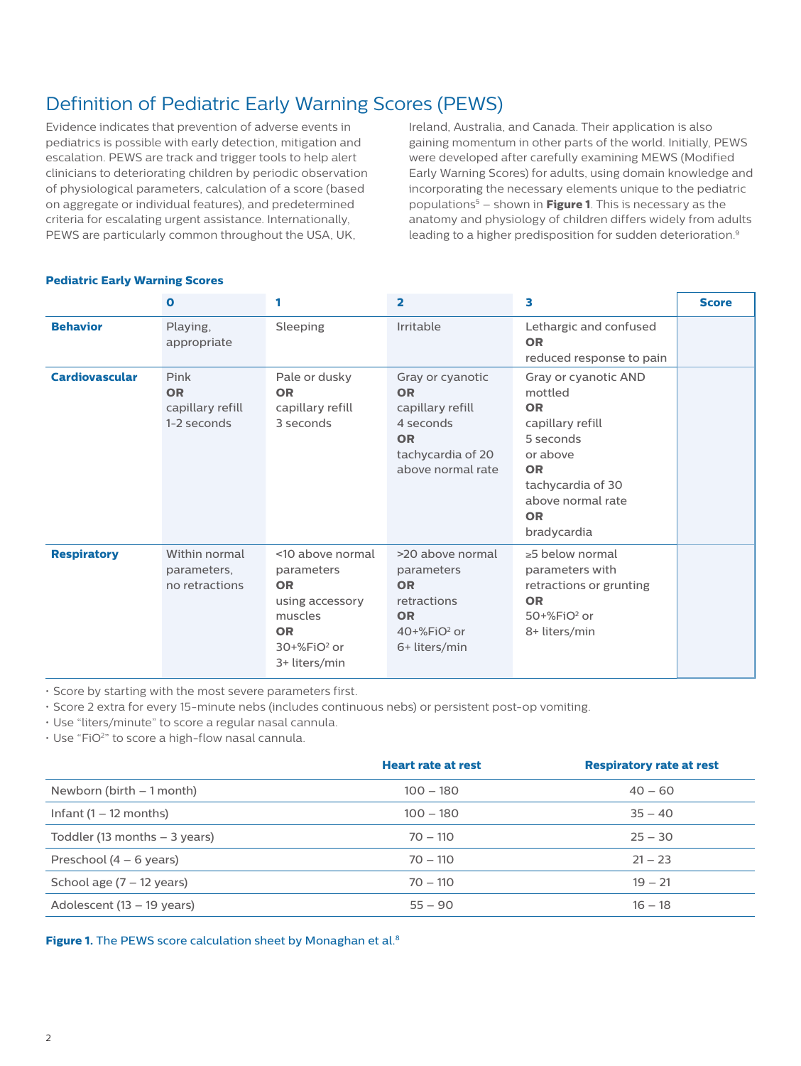## Definition of Pediatric Early Warning Scores (PEWS)

Evidence indicates that prevention of adverse events in pediatrics is possible with early detection, mitigation and escalation. PEWS are track and trigger tools to help alert clinicians to deteriorating children by periodic observation of physiological parameters, calculation of a score (based on aggregate or individual features), and predetermined criteria for escalating urgent assistance. Internationally, PEWS are particularly common throughout the USA, UK, Ireland, Australia, and Canada. Their application is also gaining momentum in other parts of the world. Initially, PEWS were developed after carefully examining MEWS (Modified Early Warning Scores) for adults, using domain knowledge and incorporating the necessary elements unique to the pediatric populations[5] – shown in **Figure 1**. This is necessary as the anatomy and physiology of children differs widely from adults leading to a higher predisposition for sudden deterioration.[9]

**Pediatric Early Warning Scores**

| | 0 | 1 | 2 | 3 | Score |
|---|---|---|---|---|---|
| **Behavior** | Playing, appropriate | Sleeping | Irritable | Lethargic and confused **OR** reduced response to pain | |
| **Cardiovascular** | Pink **OR** capillary refill 1-2 seconds | Pale or dusky **OR** capillary refill 3 seconds | Gray or cyanotic **OR** capillary refill 4 seconds **OR** tachycardia of 20 above normal rate | Gray or cyanotic AND mottled **OR** capillary refill 5 seconds or above **OR** tachycardia of 30 above normal rate **OR** bradycardia | |
| **Respiratory** | Within normal parameters, no retractions | <10 above normal parameters **OR** using accessory muscles **OR** 30+%$FiO^2$ or 3+ liters/min | >20 above normal parameters **OR** retractions **OR** 40+%$FiO^2$ or 6+ liters/min | ≥5 below normal parameters with retractions or grunting **OR** 50+%$FiO^2$ or 8+ liters/min | |

- Score by starting with the most severe parameters first.
- Score 2 extra for every 15-minute nebs (includes continuous nebs) or persistent post-op vomiting.
- Use "liters/minute" to score a regular nasal cannula.
- Use "$FiO^2$" to score a high-flow nasal cannula.

| | Heart rate at rest | Respiratory rate at rest |
|---|---|---|
| Newborn (birth – 1 month) | 100 – 180 | 40 – 60 |
| Infant (1 – 12 months) | 100 – 180 | 35 – 40 |
| Toddler (13 months – 3 years) | 70 – 110 | 25 – 30 |
| Preschool (4 – 6 years) | 70 – 110 | 21 – 23 |
| School age (7 – 12 years) | 70 – 110 | 19 – 21 |
| Adolescent (13 – 19 years) | 55 – 90 | 16 – 18 |

**Figure 1.** The PEWS score calculation sheet by Monaghan et al.[8]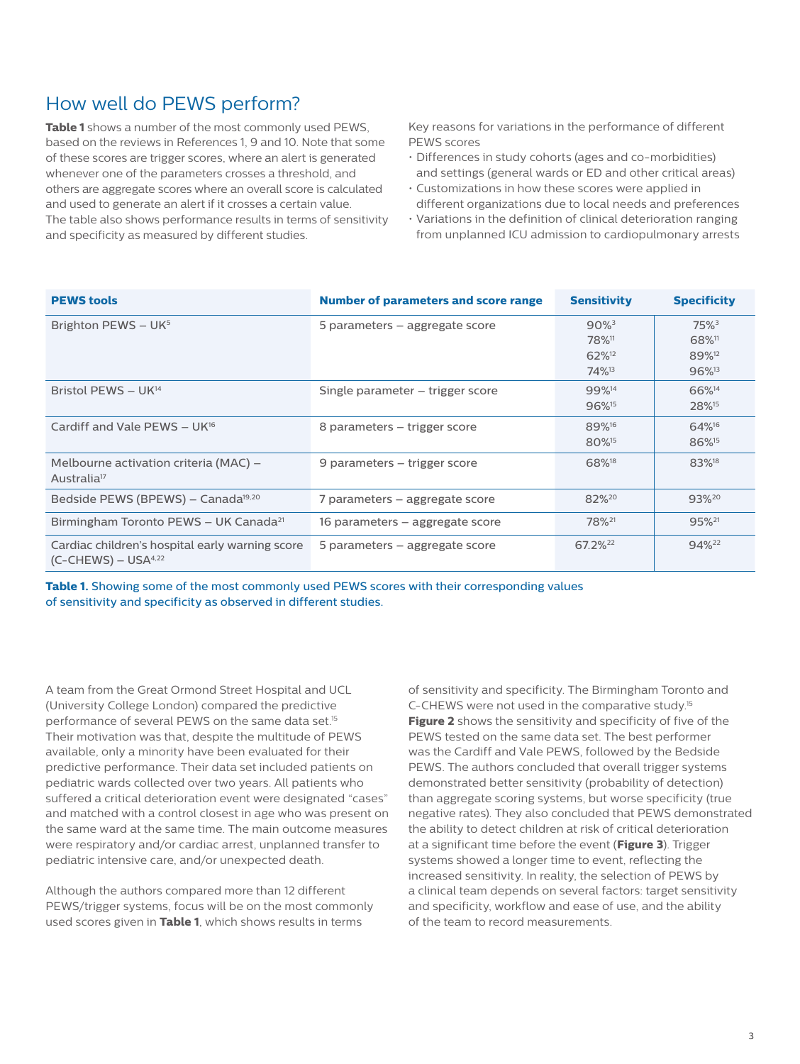## How well do PEWS perform?

**Table 1** shows a number of the most commonly used PEWS, based on the reviews in References 1, 9 and 10. Note that some of these scores are trigger scores, where an alert is generated whenever one of the parameters crosses a threshold, and others are aggregate scores where an overall score is calculated and used to generate an alert if it crosses a certain value. The table also shows performance results in terms of sensitivity and specificity as measured by different studies.

Key reasons for variations in the performance of different PEWS scores

- Differences in study cohorts (ages and co-morbidities) and settings (general wards or ED and other critical areas)
- Customizations in how these scores were applied in different organizations due to local needs and preferences
- Variations in the definition of clinical deterioration ranging from unplanned ICU admission to cardiopulmonary arrests

| PEWS tools | Number of parameters and score range | Sensitivity | Specificity |
|---|---|---|---|
| Brighton PEWS – UK[5] | 5 parameters – aggregate score | 90%[3]<br>78%[11]<br>62%[12]<br>74%[13] | 75%[3]<br>68%[11]<br>89%[12]<br>96%[13] |
| Bristol PEWS – UK[14] | Single parameter – trigger score | 99%[14]<br>96%[15] | 66%[14]<br>28%[15] |
| Cardiff and Vale PEWS – UK[16] | 8 parameters – trigger score | 89%[16]<br>80%[15] | 64%[16]<br>86%[15] |
| Melbourne activation criteria (MAC) – Australia[17] | 9 parameters – trigger score | 68%[18] | 83%[18] |
| Bedside PEWS (BPEWS) – Canada[19,20] | 7 parameters – aggregate score | 82%[20] | 93%[20] |
| Birmingham Toronto PEWS – UK Canada[21] | 16 parameters – aggregate score | 78%[21] | 95%[21] |
| Cardiac children's hospital early warning score (C-CHEWS) – USA[4,22] | 5 parameters – aggregate score | 67.2%[22] | 94%[22] |

**Table 1.** Showing some of the most commonly used PEWS scores with their corresponding values of sensitivity and specificity as observed in different studies.

A team from the Great Ormond Street Hospital and UCL (University College London) compared the predictive performance of several PEWS on the same data set.[15] Their motivation was that, despite the multitude of PEWS available, only a minority have been evaluated for their predictive performance. Their data set included patients on pediatric wards collected over two years. All patients who suffered a critical deterioration event were designated "cases" and matched with a control closest in age who was present on the same ward at the same time. The main outcome measures were respiratory and/or cardiac arrest, unplanned transfer to pediatric intensive care, and/or unexpected death.

Although the authors compared more than 12 different PEWS/trigger systems, focus will be on the most commonly used scores given in **Table 1**, which shows results in terms of sensitivity and specificity. The Birmingham Toronto and C-CHEWS were not used in the comparative study.[15] **Figure 2** shows the sensitivity and specificity of five of the PEWS tested on the same data set. The best performer was the Cardiff and Vale PEWS, followed by the Bedside PEWS. The authors concluded that overall trigger systems demonstrated better sensitivity (probability of detection) than aggregate scoring systems, but worse specificity (true negative rates). They also concluded that PEWS demonstrated the ability to detect children at risk of critical deterioration at a significant time before the event (**Figure 3**). Trigger systems showed a longer time to event, reflecting the increased sensitivity. In reality, the selection of PEWS by a clinical team depends on several factors: target sensitivity and specificity, workflow and ease of use, and the ability of the team to record measurements.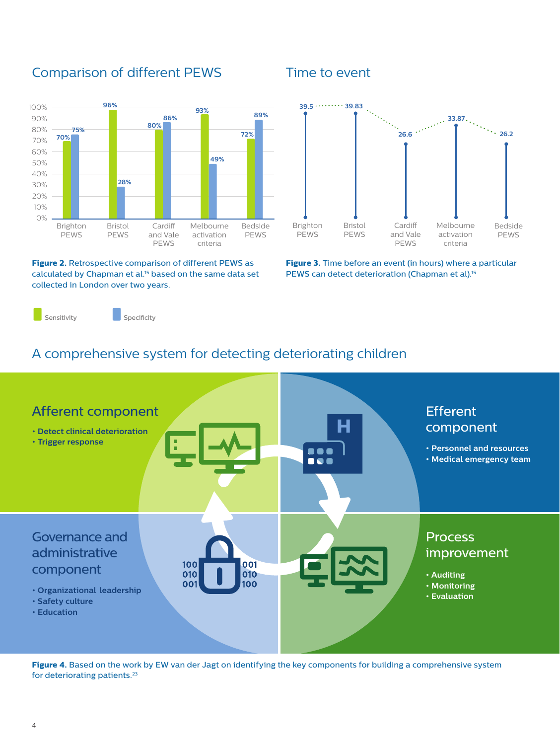## Comparison of different PEWS

| | Sensitivity | Specificity |
|---|---|---|
| Brighton PEWS | 70% | 75% |
| Bristol PEWS | 96% | 28% |
| Cardiff and Vale PEWS | 80% | 86% |
| Melbourne activation criteria | 93% | 49% |
| Bedside PEWS | 72% | 89% |

**Figure 2.** Retrospective comparison of different PEWS as calculated by Chapman et al.[15] based on the same data set collected in London over two years.

## Time to event

| | Time (hours) |
|---|---|
| Brighton PEWS | 39.5 |
| Bristol PEWS | 39.83 |
| Cardiff and Vale PEWS | 26.6 |
| Melbourne activation criteria | 33.87 |
| Bedside PEWS | 26.2 |

**Figure 3.** Time before an event (in hours) where a particular PEWS can detect deterioration (Chapman et al).[15]

## A comprehensive system for detecting deteriorating children

### Afferent component

- Detect clinical deterioration
- Trigger response

### Efferent component

- Personnel and resources
- Medical emergency team

### Governance and administrative component

- Organizational leadership
- Safety culture
- Education

### Process improvement

- Auditing
- Monitoring
- Evaluation

**Figure 4.** Based on the work by EW van der Jagt on identifying the key components for building a comprehensive system for deteriorating patients.[23]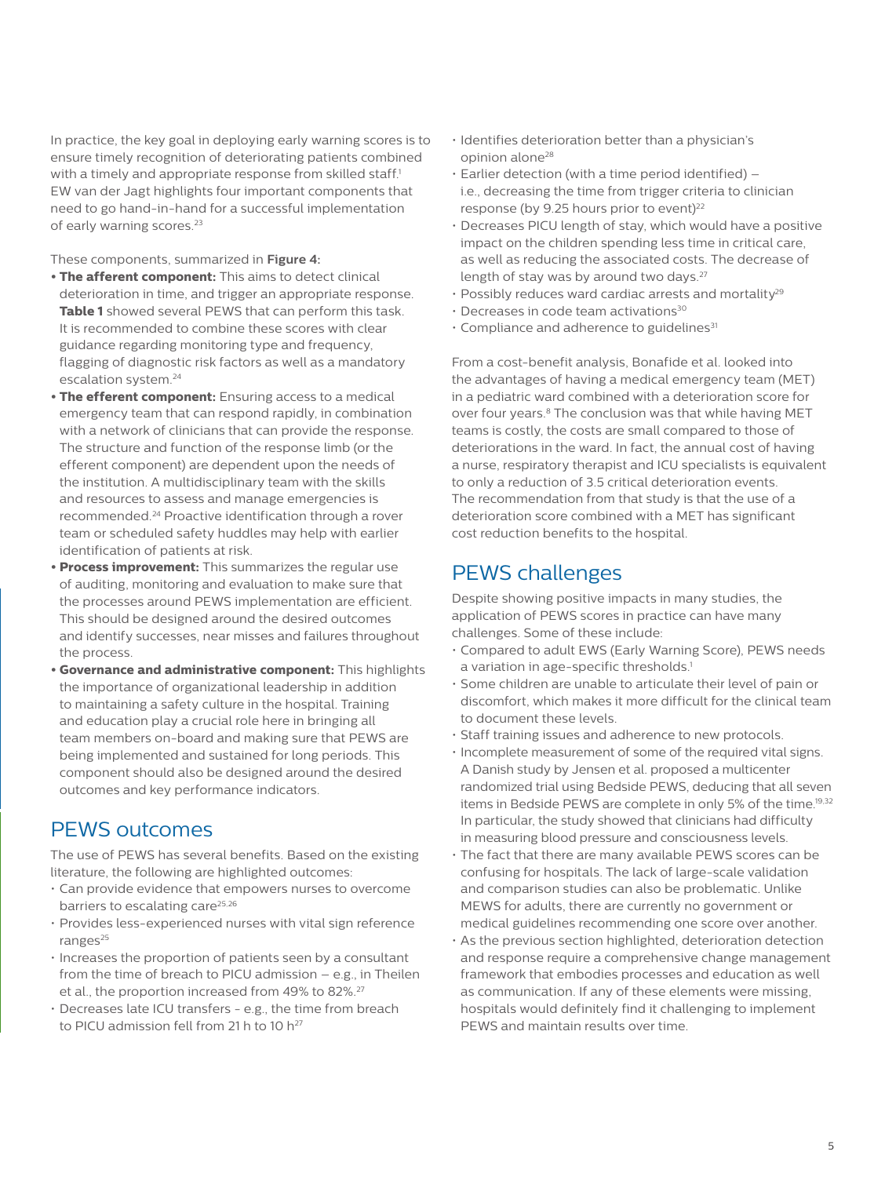In practice, the key goal in deploying early warning scores is to ensure timely recognition of deteriorating patients combined with a timely and appropriate response from skilled staff.[1] EW van der Jagt highlights four important components that need to go hand-in-hand for a successful implementation of early warning scores.[23]

These components, summarized in **Figure 4:**

- **The afferent component:** This aims to detect clinical deterioration in time, and trigger an appropriate response. **Table 1** showed several PEWS that can perform this task. It is recommended to combine these scores with clear guidance regarding monitoring type and frequency, flagging of diagnostic risk factors as well as a mandatory escalation system.[24]
- **The efferent component:** Ensuring access to a medical emergency team that can respond rapidly, in combination with a network of clinicians that can provide the response. The structure and function of the response limb (or the efferent component) are dependent upon the needs of the institution. A multidisciplinary team with the skills and resources to assess and manage emergencies is recommended.[24] Proactive identification through a rover team or scheduled safety huddles may help with earlier identification of patients at risk.
- **Process improvement:** This summarizes the regular use of auditing, monitoring and evaluation to make sure that the processes around PEWS implementation are efficient. This should be designed around the desired outcomes and identify successes, near misses and failures throughout the process.
- **Governance and administrative component:** This highlights the importance of organizational leadership in addition to maintaining a safety culture in the hospital. Training and education play a crucial role here in bringing all team members on-board and making sure that PEWS are being implemented and sustained for long periods. This component should also be designed around the desired outcomes and key performance indicators.

## PEWS outcomes

The use of PEWS has several benefits. Based on the existing literature, the following are highlighted outcomes:

- Can provide evidence that empowers nurses to overcome barriers to escalating care[25,26]
- Provides less-experienced nurses with vital sign reference ranges[25]
- Increases the proportion of patients seen by a consultant from the time of breach to PICU admission – e.g., in Theilen et al., the proportion increased from 49% to 82%.[27]
- Decreases late ICU transfers - e.g., the time from breach to PICU admission fell from 21 h to 10 h[27]
- Identifies deterioration better than a physician's opinion alone[28]
- Earlier detection (with a time period identified) – i.e., decreasing the time from trigger criteria to clinician response (by 9.25 hours prior to event)[22]
- Decreases PICU length of stay, which would have a positive impact on the children spending less time in critical care, as well as reducing the associated costs. The decrease of length of stay was by around two days.[27]
- Possibly reduces ward cardiac arrests and mortality[29]
- Decreases in code team activations[30]
- Compliance and adherence to guidelines[31]

From a cost-benefit analysis, Bonafide et al. looked into the advantages of having a medical emergency team (MET) in a pediatric ward combined with a deterioration score for over four years.[8] The conclusion was that while having MET teams is costly, the costs are small compared to those of deteriorations in the ward. In fact, the annual cost of having a nurse, respiratory therapist and ICU specialists is equivalent to only a reduction of 3.5 critical deterioration events. The recommendation from that study is that the use of a deterioration score combined with a MET has significant cost reduction benefits to the hospital.

## PEWS challenges

Despite showing positive impacts in many studies, the application of PEWS scores in practice can have many challenges. Some of these include:

- Compared to adult EWS (Early Warning Score), PEWS needs a variation in age-specific thresholds.[1]
- Some children are unable to articulate their level of pain or discomfort, which makes it more difficult for the clinical team to document these levels.
- Staff training issues and adherence to new protocols.
- Incomplete measurement of some of the required vital signs. A Danish study by Jensen et al. proposed a multicenter randomized trial using Bedside PEWS, deducing that all seven items in Bedside PEWS are complete in only 5% of the time.[19,32] In particular, the study showed that clinicians had difficulty in measuring blood pressure and consciousness levels.
- The fact that there are many available PEWS scores can be confusing for hospitals. The lack of large-scale validation and comparison studies can also be problematic. Unlike MEWS for adults, there are currently no government or medical guidelines recommending one score over another.
- As the previous section highlighted, deterioration detection and response require a comprehensive change management framework that embodies processes and education as well as communication. If any of these elements were missing, hospitals would definitely find it challenging to implement PEWS and maintain results over time.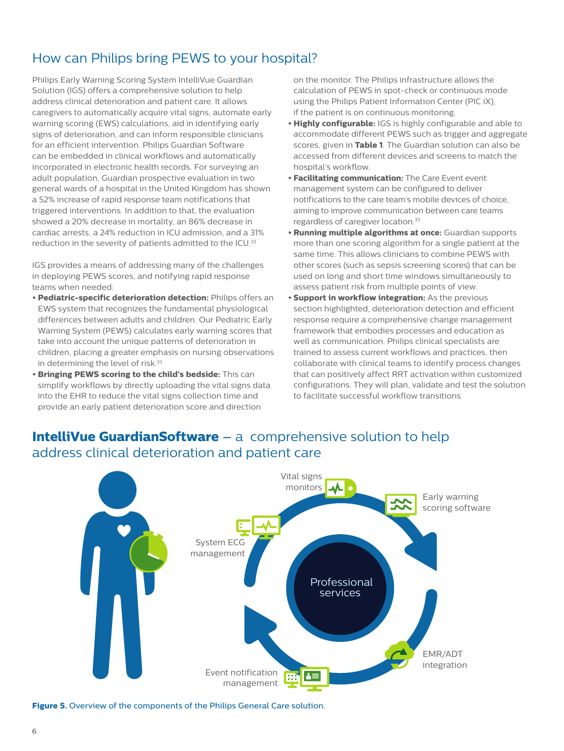## How can Philips bring PEWS to your hospital?

Philips Early Warning Scoring System IntelliVue Guardian Solution (IGS) offers a comprehensive solution to help address clinical deterioration and patient care. It allows caregivers to automatically acquire vital signs, automate early warning scoring (EWS) calculations, aid in identifying early signs of deterioration, and can inform responsible clinicians for an efficient intervention. Philips Guardian Software can be embedded in clinical workflows and automatically incorporated in electronic health records. For surveying an adult population, Guardian prospective evaluation in two general wards of a hospital in the United Kingdom has shown a 52% increase of rapid response team notifications that triggered interventions. In addition to that, the evaluation showed a 20% decrease in mortality, an 86% decrease in cardiac arrests, a 24% reduction in ICU admission, and a 31% reduction in the severity of patients admitted to the ICU.[33]

IGS provides a means of addressing many of the challenges in deploying PEWS scores, and notifying rapid response teams when needed:

- **Pediatric-specific deterioration detection:** Philips offers an EWS system that recognizes the fundamental physiological differences between adults and children. Our Pediatric Early Warning System (PEWS) calculates early warning scores that take into account the unique patterns of deterioration in children, placing a greater emphasis on nursing observations in determining the level of risk.[33]
- **Bringing PEWS scoring to the child's bedside:** This can simplify workflows by directly uploading the vital signs data into the EHR to reduce the vital signs collection time and provide an early patient deterioration score and direction on the monitor. The Philips infrastructure allows the calculation of PEWS in spot-check or continuous mode using the Philips Patient Information Center (PIC iX), if the patient is on continuous monitoring.
- **Highly configurable:** IGS is highly configurable and able to accommodate different PEWS such as trigger and aggregate scores, given in **Table 1**. The Guardian solution can also be accessed from different devices and screens to match the hospital's workflow.
- **Facilitating communication:** The Care Event event management system can be configured to deliver notifications to the care team's mobile devices of choice, aiming to improve communication between care teams regardless of caregiver location.[33]
- **Running multiple algorithms at once:** Guardian supports more than one scoring algorithm for a single patient at the same time. This allows clinicians to combine PEWS with other scores (such as sepsis screening scores) that can be used on long and short time windows simultaneously to assess patient risk from multiple points of view.
- **Support in workflow integration:** As the previous section highlighted, deterioration detection and efficient response require a comprehensive change management framework that embodies processes and education as well as communication. Philips clinical specialists are trained to assess current workflows and practices, then collaborate with clinical teams to identify process changes that can positively affect RRT activation within customized configurations. They will plan, validate and test the solution to facilitate successful workflow transitions.

## **IntelliVue GuardianSoftware** – a comprehensive solution to help address clinical deterioration and patient care

Vital signs monitors

Early warning scoring software

System ECG management

Professional services

EMR/ADT integration

Event notification management

**Figure 5.** Overview of the components of the Philips General Care solution.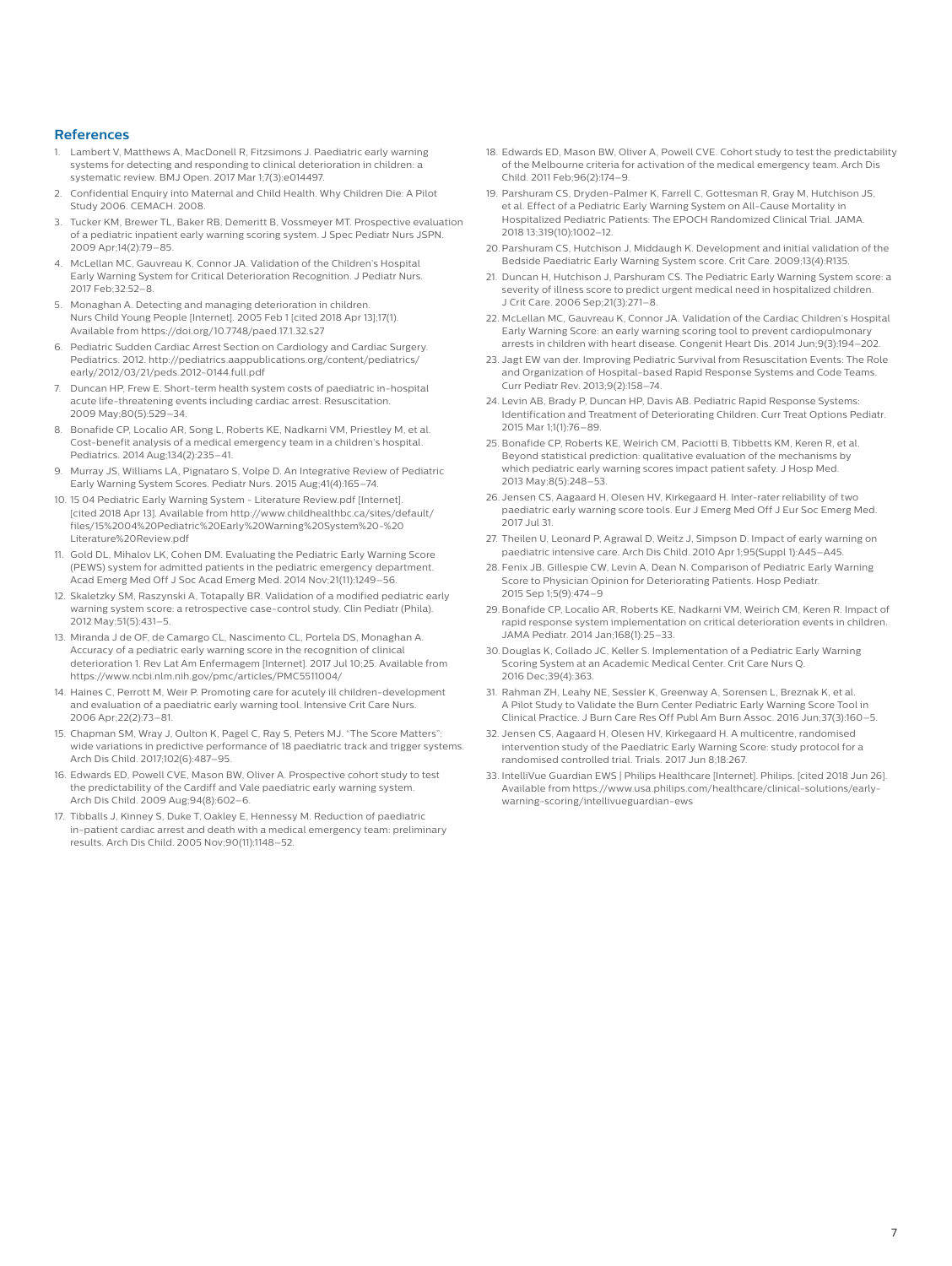## References

1. Lambert V, Matthews A, MacDonell R, Fitzsimons J. Paediatric early warning systems for detecting and responding to clinical deterioration in children: a systematic review. BMJ Open. 2017 Mar 1;7(3):e014497.
2. Confidential Enquiry into Maternal and Child Health. Why Children Die: A Pilot Study 2006. CEMACH. 2008.
3. Tucker KM, Brewer TL, Baker RB, Demeritt B, Vossmeyer MT. Prospective evaluation of a pediatric inpatient early warning scoring system. J Spec Pediatr Nurs JSPN. 2009 Apr;14(2):79–85.
4. McLellan MC, Gauvreau K, Connor JA. Validation of the Children's Hospital Early Warning System for Critical Deterioration Recognition. J Pediatr Nurs. 2017 Feb;32:52–8.
5. Monaghan A. Detecting and managing deterioration in children. Nurs Child Young People [Internet]. 2005 Feb 1 [cited 2018 Apr 13];17(1). Available from https://doi.org/10.7748/paed.17.1.32.s27
6. Pediatric Sudden Cardiac Arrest Section on Cardiology and Cardiac Surgery. Pediatrics. 2012. http://pediatrics.aappublications.org/content/pediatrics/early/2012/03/21/peds.2012-0144.full.pdf
7. Duncan HP, Frew E. Short-term health system costs of paediatric in-hospital acute life-threatening events including cardiac arrest. Resuscitation. 2009 May;80(5):529–34.
8. Bonafide CP, Localio AR, Song L, Roberts KE, Nadkarni VM, Priestley M, et al. Cost-benefit analysis of a medical emergency team in a children's hospital. Pediatrics. 2014 Aug;134(2):235–41.
9. Murray JS, Williams LA, Pignataro S, Volpe D. An Integrative Review of Pediatric Early Warning System Scores. Pediatr Nurs. 2015 Aug;41(4):165–74.
10. 15 04 Pediatric Early Warning System - Literature Review.pdf [Internet]. [cited 2018 Apr 13]. Available from http://www.childhealthbc.ca/sites/default/files/15%2004%20Pediatric%20Early%20Warning%20System%20-%20Literature%20Review.pdf
11. Gold DL, Mihalov LK, Cohen DM. Evaluating the Pediatric Early Warning Score (PEWS) system for admitted patients in the pediatric emergency department. Acad Emerg Med Off J Soc Acad Emerg Med. 2014 Nov;21(11):1249–56.
12. Skaletzky SM, Raszynski A, Totapally BR. Validation of a modified pediatric early warning system score: a retrospective case-control study. Clin Pediatr (Phila). 2012 May;51(5):431–5.
13. Miranda J de OF, de Camargo CL, Nascimento CL, Portela DS, Monaghan A. Accuracy of a pediatric early warning score in the recognition of clinical deterioration 1. Rev Lat Am Enfermagem [Internet]. 2017 Jul 10;25. Available from https://www.ncbi.nlm.nih.gov/pmc/articles/PMC5511004/
14. Haines C, Perrott M, Weir P. Promoting care for acutely ill children-development and evaluation of a paediatric early warning tool. Intensive Crit Care Nurs. 2006 Apr;22(2):73–81.
15. Chapman SM, Wray J, Oulton K, Pagel C, Ray S, Peters MJ. "The Score Matters": wide variations in predictive performance of 18 paediatric track and trigger systems. Arch Dis Child. 2017;102(6):487–95.
16. Edwards ED, Powell CVE, Mason BW, Oliver A. Prospective cohort study to test the predictability of the Cardiff and Vale paediatric early warning system. Arch Dis Child. 2009 Aug;94(8):602–6.
17. Tibballs J, Kinney S, Duke T, Oakley E, Hennessy M. Reduction of paediatric in-patient cardiac arrest and death with a medical emergency team: preliminary results. Arch Dis Child. 2005 Nov;90(11):1148–52.
18. Edwards ED, Mason BW, Oliver A, Powell CVE. Cohort study to test the predictability of the Melbourne criteria for activation of the medical emergency team. Arch Dis Child. 2011 Feb;96(2):174–9.
19. Parshuram CS, Dryden-Palmer K, Farrell C, Gottesman R, Gray M, Hutchison JS, et al. Effect of a Pediatric Early Warning System on All-Cause Mortality in Hospitalized Pediatric Patients: The EPOCH Randomized Clinical Trial. JAMA. 2018 13;319(10):1002–12.
20. Parshuram CS, Hutchison J, Middaugh K. Development and initial validation of the Bedside Paediatric Early Warning System score. Crit Care. 2009;13(4):R135.
21. Duncan H, Hutchison J, Parshuram CS. The Pediatric Early Warning System score: a severity of illness score to predict urgent medical need in hospitalized children. J Crit Care. 2006 Sep;21(3):271–8.
22. McLellan MC, Gauvreau K, Connor JA. Validation of the Cardiac Children's Hospital Early Warning Score: an early warning scoring tool to prevent cardiopulmonary arrests in children with heart disease. Congenit Heart Dis. 2014 Jun;9(3):194–202.
23. Jagt EW van der. Improving Pediatric Survival from Resuscitation Events: The Role and Organization of Hospital-based Rapid Response Systems and Code Teams. Curr Pediatr Rev. 2013;9(2):158–74.
24. Levin AB, Brady P, Duncan HP, Davis AB. Pediatric Rapid Response Systems: Identification and Treatment of Deteriorating Children. Curr Treat Options Pediatr. 2015 Mar 1;1(1):76–89.
25. Bonafide CP, Roberts KE, Weirich CM, Paciotti B, Tibbetts KM, Keren R, et al. Beyond statistical prediction: qualitative evaluation of the mechanisms by which pediatric early warning scores impact patient safety. J Hosp Med. 2013 May;8(5):248–53.
26. Jensen CS, Aagaard H, Olesen HV, Kirkegaard H. Inter-rater reliability of two paediatric early warning score tools. Eur J Emerg Med Off J Eur Soc Emerg Med. 2017 Jul 31.
27. Theilen U, Leonard P, Agrawal D, Weitz J, Simpson D. Impact of early warning on paediatric intensive care. Arch Dis Child. 2010 Apr 1;95(Suppl 1):A45–A45.
28. Fenix JB, Gillespie CW, Levin A, Dean N. Comparison of Pediatric Early Warning Score to Physician Opinion for Deteriorating Patients. Hosp Pediatr. 2015 Sep 1;5(9):474–9
29. Bonafide CP, Localio AR, Roberts KE, Nadkarni VM, Weirich CM, Keren R. Impact of rapid response system implementation on critical deterioration events in children. JAMA Pediatr. 2014 Jan;168(1):25–33.
30. Douglas K, Collado JC, Keller S. Implementation of a Pediatric Early Warning Scoring System at an Academic Medical Center. Crit Care Nurs Q. 2016 Dec;39(4):363.
31. Rahman ZH, Leahy NE, Sessler K, Greenway A, Sorensen L, Breznak K, et al. A Pilot Study to Validate the Burn Center Pediatric Early Warning Score Tool in Clinical Practice. J Burn Care Res Off Publ Am Burn Assoc. 2016 Jun;37(3):160–5.
32. Jensen CS, Aagaard H, Olesen HV, Kirkegaard H. A multicentre, randomised intervention study of the Paediatric Early Warning Score: study protocol for a randomised controlled trial. Trials. 2017 Jun 8;18:267.
33. IntelliVue Guardian EWS | Philips Healthcare [Internet]. Philips. [cited 2018 Jun 26]. Available from https://www.usa.philips.com/healthcare/clinical-solutions/early-warning-scoring/intellivueguardian-ews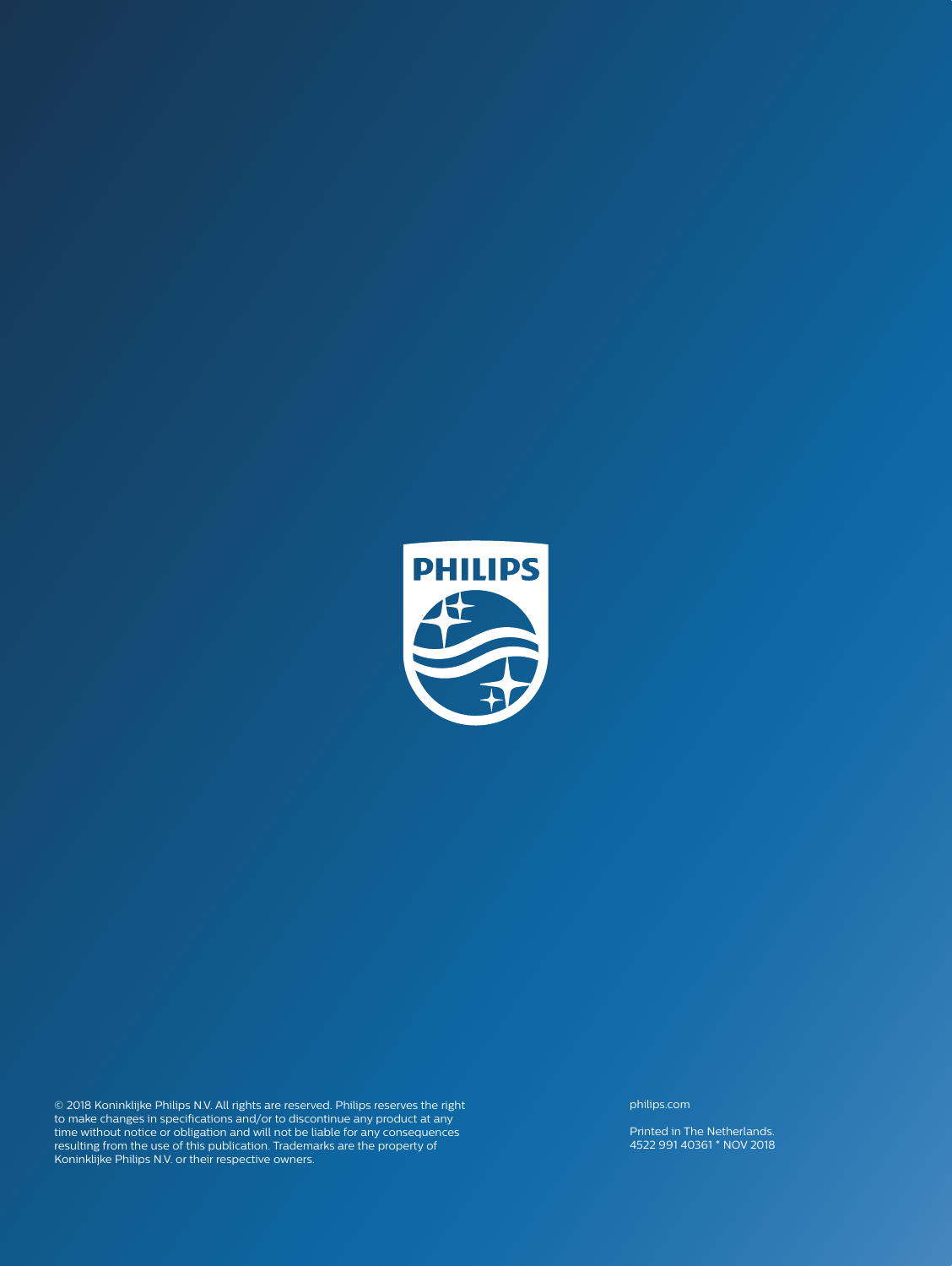PHILIPS

© 2018 Koninklijke Philips N.V. All rights are reserved. Philips reserves the right to make changes in specifications and/or to discontinue any product at any time without notice or obligation and will not be liable for any consequences resulting from the use of this publication. Trademarks are the property of Koninklijke Philips N.V. or their respective owners.

philips.com

Printed in The Netherlands.
4522 991 40361 * NOV 2018